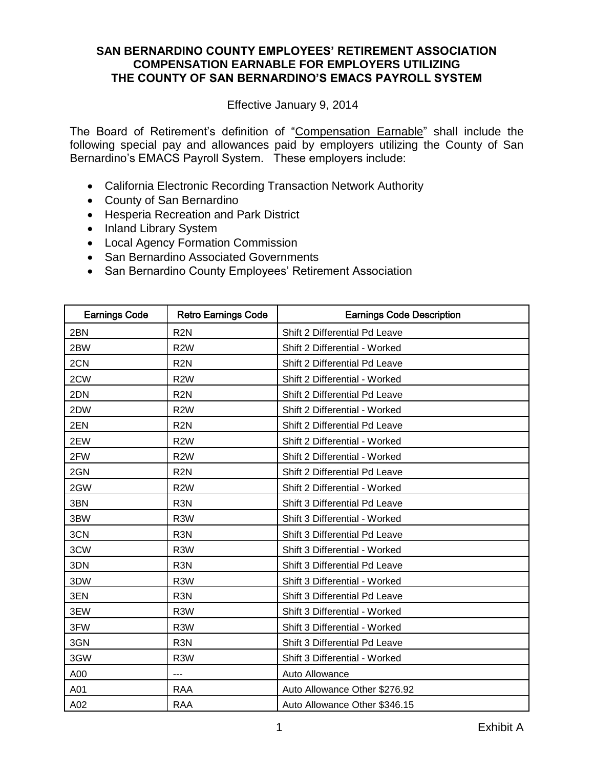# SAN BERNARDINO COUNTY EMPLOYEES' RETIREMENT ASSOCIATION
# COMPENSATION EARNABLE FOR EMPLOYERS UTILIZING THE COUNTY OF SAN BERNARDINO'S EMACS PAYROLL SYSTEM

Effective January 9, 2014

The Board of Retirement's definition of "Compensation Earnable" shall include the following special pay and allowances paid by employers utilizing the County of San Bernardino's EMACS Payroll System. These employers include:

- California Electronic Recording Transaction Network Authority
- County of San Bernardino
- Hesperia Recreation and Park District
- Inland Library System
- Local Agency Formation Commission
- San Bernardino Associated Governments
- San Bernardino County Employees' Retirement Association

| Earnings Code | Retro Earnings Code | Earnings Code Description |
|---|---|---|
| 2BN | R2N | Shift 2 Differential Pd Leave |
| 2BW | R2W | Shift 2 Differential - Worked |
| 2CN | R2N | Shift 2 Differential Pd Leave |
| 2CW | R2W | Shift 2 Differential - Worked |
| 2DN | R2N | Shift 2 Differential Pd Leave |
| 2DW | R2W | Shift 2 Differential - Worked |
| 2EN | R2N | Shift 2 Differential Pd Leave |
| 2EW | R2W | Shift 2 Differential - Worked |
| 2FW | R2W | Shift 2 Differential - Worked |
| 2GN | R2N | Shift 2 Differential Pd Leave |
| 2GW | R2W | Shift 2 Differential - Worked |
| 3BN | R3N | Shift 3 Differential Pd Leave |
| 3BW | R3W | Shift 3 Differential - Worked |
| 3CN | R3N | Shift 3 Differential Pd Leave |
| 3CW | R3W | Shift 3 Differential - Worked |
| 3DN | R3N | Shift 3 Differential Pd Leave |
| 3DW | R3W | Shift 3 Differential - Worked |
| 3EN | R3N | Shift 3 Differential Pd Leave |
| 3EW | R3W | Shift 3 Differential - Worked |
| 3FW | R3W | Shift 3 Differential - Worked |
| 3GN | R3N | Shift 3 Differential Pd Leave |
| 3GW | R3W | Shift 3 Differential - Worked |
| A00 | --- | Auto Allowance |
| A01 | RAA | Auto Allowance Other $276.92 |
| A02 | RAA | Auto Allowance Other $346.15 |

Exhibit A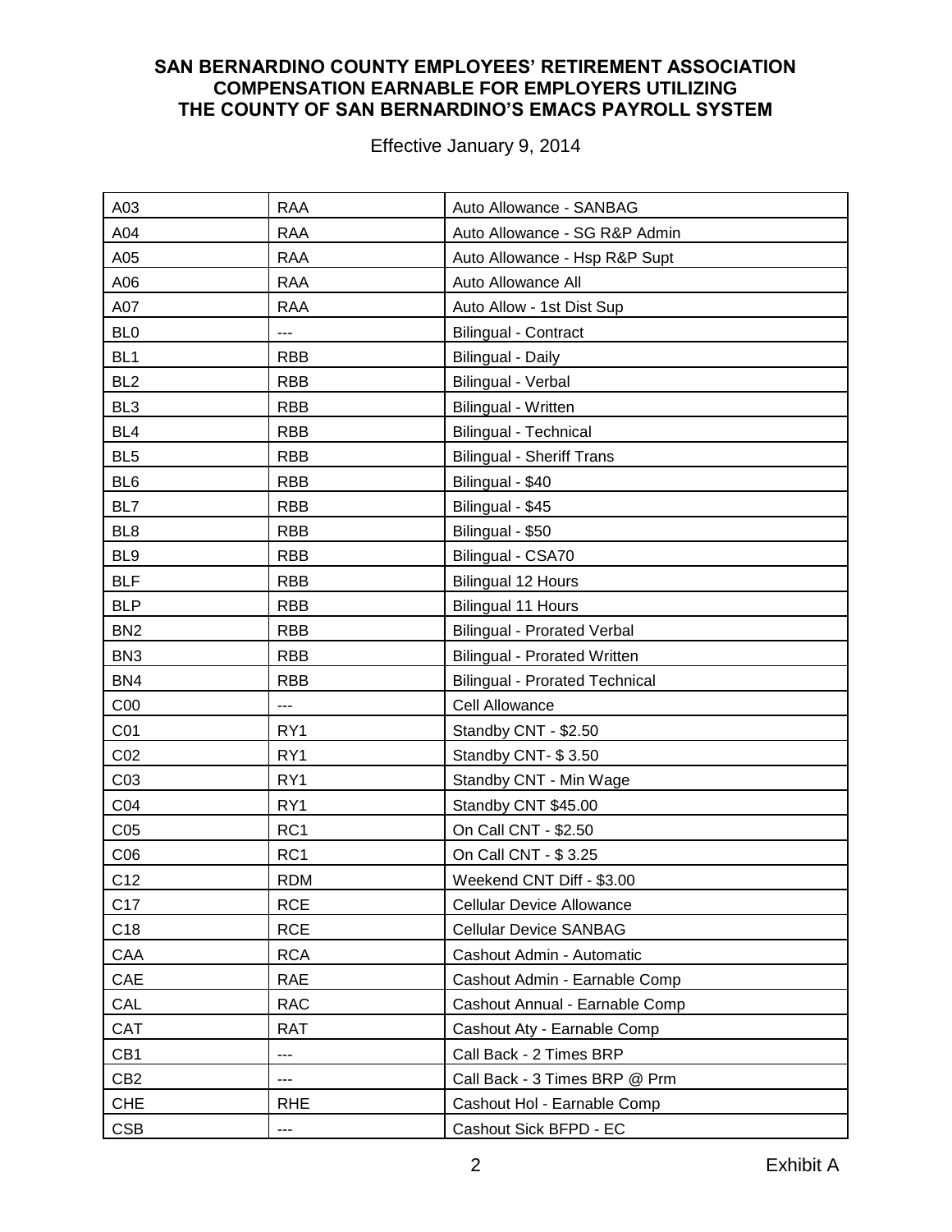**SAN BERNARDINO COUNTY EMPLOYEES' RETIREMENT ASSOCIATION**
**COMPENSATION EARNABLE FOR EMPLOYERS UTILIZING**
**THE COUNTY OF SAN BERNARDINO'S EMACS PAYROLL SYSTEM**

Effective January 9, 2014

| | | |
|---|---|---|
| A03 | RAA | Auto Allowance - SANBAG |
| A04 | RAA | Auto Allowance - SG R&P Admin |
| A05 | RAA | Auto Allowance - Hsp R&P Supt |
| A06 | RAA | Auto Allowance All |
| A07 | RAA | Auto Allow - 1st Dist Sup |
| BL0 | --- | Bilingual - Contract |
| BL1 | RBB | Bilingual - Daily |
| BL2 | RBB | Bilingual - Verbal |
| BL3 | RBB | Bilingual - Written |
| BL4 | RBB | Bilingual - Technical |
| BL5 | RBB | Bilingual - Sheriff Trans |
| BL6 | RBB | Bilingual - $40 |
| BL7 | RBB | Bilingual - $45 |
| BL8 | RBB | Bilingual - $50 |
| BL9 | RBB | Bilingual - CSA70 |
| BLF | RBB | Bilingual 12 Hours |
| BLP | RBB | Bilingual 11 Hours |
| BN2 | RBB | Bilingual - Prorated Verbal |
| BN3 | RBB | Bilingual - Prorated Written |
| BN4 | RBB | Bilingual - Prorated Technical |
| C00 | --- | Cell Allowance |
| C01 | RY1 | Standby CNT - $2.50 |
| C02 | RY1 | Standby CNT- $ 3.50 |
| C03 | RY1 | Standby CNT - Min Wage |
| C04 | RY1 | Standby CNT $45.00 |
| C05 | RC1 | On Call CNT - $2.50 |
| C06 | RC1 | On Call CNT - $ 3.25 |
| C12 | RDM | Weekend CNT Diff - $3.00 |
| C17 | RCE | Cellular Device Allowance |
| C18 | RCE | Cellular Device SANBAG |
| CAA | RCA | Cashout Admin - Automatic |
| CAE | RAE | Cashout Admin - Earnable Comp |
| CAL | RAC | Cashout Annual - Earnable Comp |
| CAT | RAT | Cashout Aty - Earnable Comp |
| CB1 | --- | Call Back - 2 Times BRP |
| CB2 | --- | Call Back - 3 Times BRP @ Prm |
| CHE | RHE | Cashout Hol - Earnable Comp |
| CSB | --- | Cashout Sick BFPD - EC |

Exhibit A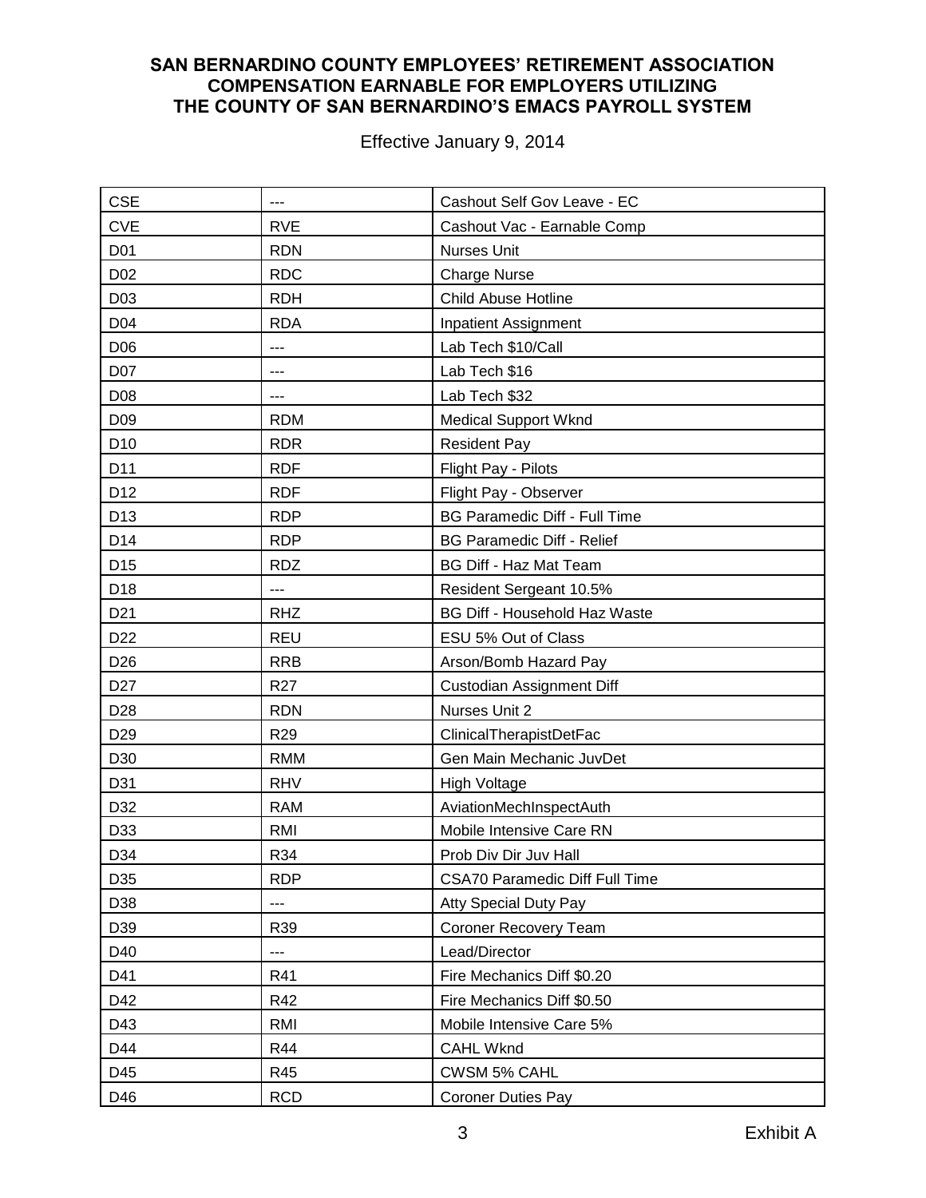**SAN BERNARDINO COUNTY EMPLOYEES' RETIREMENT ASSOCIATION COMPENSATION EARNABLE FOR EMPLOYERS UTILIZING THE COUNTY OF SAN BERNARDINO'S EMACS PAYROLL SYSTEM**

Effective January 9, 2014

| | | |
|---|---|---|
| CSE | --- | Cashout Self Gov Leave - EC |
| CVE | RVE | Cashout Vac - Earnable Comp |
| D01 | RDN | Nurses Unit |
| D02 | RDC | Charge Nurse |
| D03 | RDH | Child Abuse Hotline |
| D04 | RDA | Inpatient Assignment |
| D06 | --- | Lab Tech $10/Call |
| D07 | --- | Lab Tech $16 |
| D08 | --- | Lab Tech $32 |
| D09 | RDM | Medical Support Wknd |
| D10 | RDR | Resident Pay |
| D11 | RDF | Flight Pay - Pilots |
| D12 | RDF | Flight Pay - Observer |
| D13 | RDP | BG Paramedic Diff - Full Time |
| D14 | RDP | BG Paramedic Diff - Relief |
| D15 | RDZ | BG Diff - Haz Mat Team |
| D18 | --- | Resident Sergeant 10.5% |
| D21 | RHZ | BG Diff - Household Haz Waste |
| D22 | REU | ESU 5% Out of Class |
| D26 | RRB | Arson/Bomb Hazard Pay |
| D27 | R27 | Custodian Assignment Diff |
| D28 | RDN | Nurses Unit 2 |
| D29 | R29 | ClinicalTherapistDetFac |
| D30 | RMM | Gen Main Mechanic JuvDet |
| D31 | RHV | High Voltage |
| D32 | RAM | AviationMechInspectAuth |
| D33 | RMI | Mobile Intensive Care RN |
| D34 | R34 | Prob Div Dir Juv Hall |
| D35 | RDP | CSA70 Paramedic Diff Full Time |
| D38 | --- | Atty Special Duty Pay |
| D39 | R39 | Coroner Recovery Team |
| D40 | --- | Lead/Director |
| D41 | R41 | Fire Mechanics Diff $0.20 |
| D42 | R42 | Fire Mechanics Diff $0.50 |
| D43 | RMI | Mobile Intensive Care 5% |
| D44 | R44 | CAHL Wknd |
| D45 | R45 | CWSM 5% CAHL |
| D46 | RCD | Coroner Duties Pay |

Exhibit A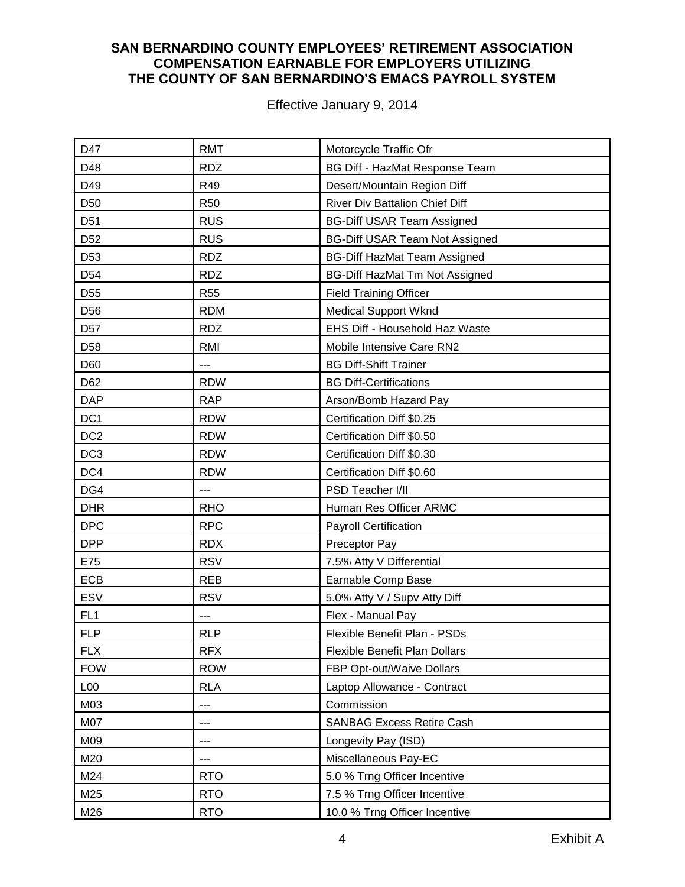**SAN BERNARDINO COUNTY EMPLOYEES' RETIREMENT ASSOCIATION**
**COMPENSATION EARNABLE FOR EMPLOYERS UTILIZING**
**THE COUNTY OF SAN BERNARDINO'S EMACS PAYROLL SYSTEM**

Effective January 9, 2014

| | | |
|---|---|---|
| D47 | RMT | Motorcycle Traffic Ofr |
| D48 | RDZ | BG Diff - HazMat Response Team |
| D49 | R49 | Desert/Mountain Region Diff |
| D50 | R50 | River Div Battalion Chief Diff |
| D51 | RUS | BG-Diff USAR Team Assigned |
| D52 | RUS | BG-Diff USAR Team Not Assigned |
| D53 | RDZ | BG-Diff HazMat Team Assigned |
| D54 | RDZ | BG-Diff HazMat Tm Not Assigned |
| D55 | R55 | Field Training Officer |
| D56 | RDM | Medical Support Wknd |
| D57 | RDZ | EHS Diff - Household Haz Waste |
| D58 | RMI | Mobile Intensive Care RN2 |
| D60 | --- | BG Diff-Shift Trainer |
| D62 | RDW | BG Diff-Certifications |
| DAP | RAP | Arson/Bomb Hazard Pay |
| DC1 | RDW | Certification Diff $0.25 |
| DC2 | RDW | Certification Diff $0.50 |
| DC3 | RDW | Certification Diff $0.30 |
| DC4 | RDW | Certification Diff $0.60 |
| DG4 | --- | PSD Teacher I/II |
| DHR | RHO | Human Res Officer ARMC |
| DPC | RPC | Payroll Certification |
| DPP | RDX | Preceptor Pay |
| E75 | RSV | 7.5% Atty V Differential |
| ECB | REB | Earnable Comp Base |
| ESV | RSV | 5.0% Atty V / Supv Atty Diff |
| FL1 | --- | Flex - Manual Pay |
| FLP | RLP | Flexible Benefit Plan - PSDs |
| FLX | RFX | Flexible Benefit Plan Dollars |
| FOW | ROW | FBP Opt-out/Waive Dollars |
| L00 | RLA | Laptop Allowance - Contract |
| M03 | --- | Commission |
| M07 | --- | SANBAG Excess Retire Cash |
| M09 | --- | Longevity Pay (ISD) |
| M20 | --- | Miscellaneous Pay-EC |
| M24 | RTO | 5.0 % Trng Officer Incentive |
| M25 | RTO | 7.5 % Trng Officer Incentive |
| M26 | RTO | 10.0 % Trng Officer Incentive |

Exhibit A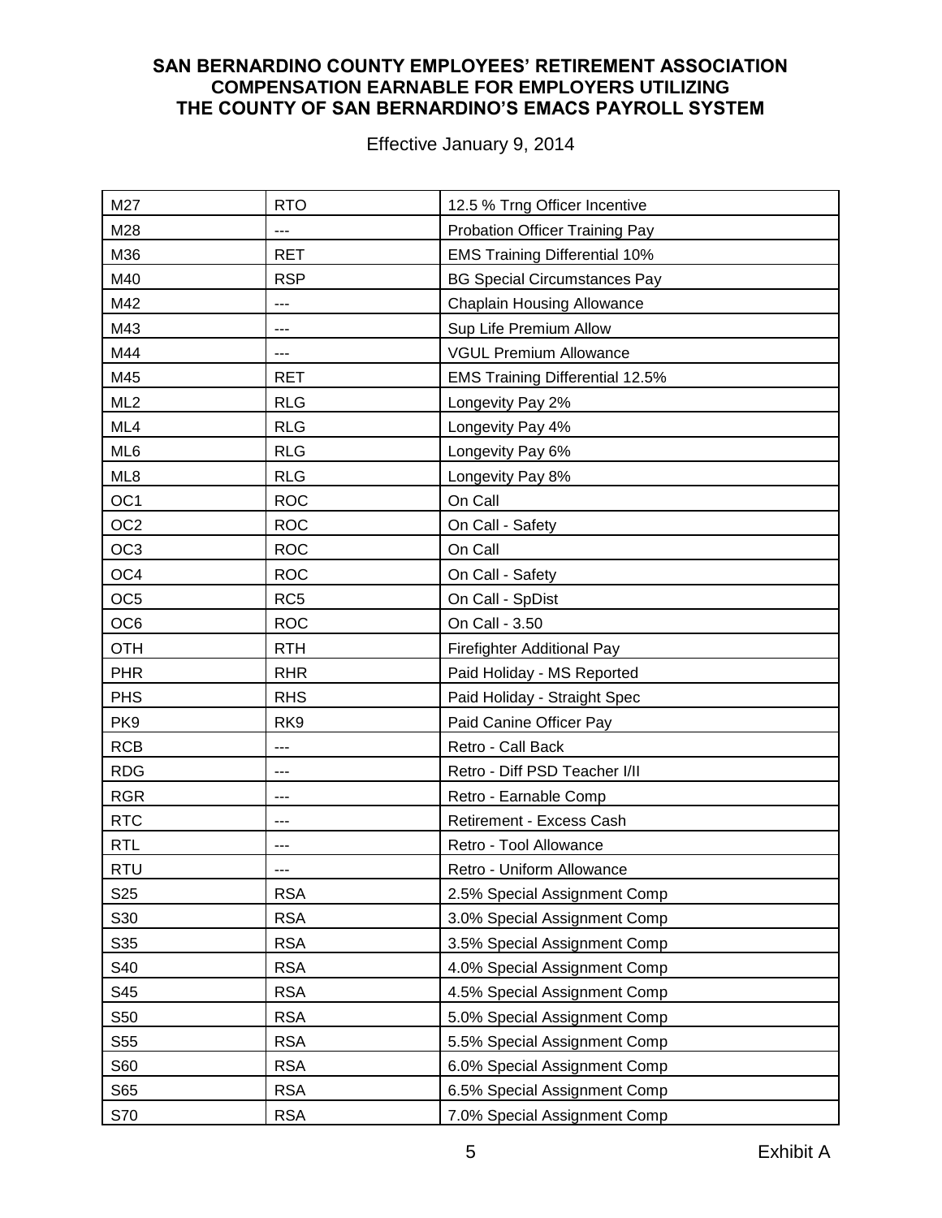**SAN BERNARDINO COUNTY EMPLOYEES' RETIREMENT ASSOCIATION COMPENSATION EARNABLE FOR EMPLOYERS UTILIZING THE COUNTY OF SAN BERNARDINO'S EMACS PAYROLL SYSTEM**

Effective January 9, 2014

| | | |
|---|---|---|
| M27 | RTO | 12.5 % Trng Officer Incentive |
| M28 | --- | Probation Officer Training Pay |
| M36 | RET | EMS Training Differential 10% |
| M40 | RSP | BG Special Circumstances Pay |
| M42 | --- | Chaplain Housing Allowance |
| M43 | --- | Sup Life Premium Allow |
| M44 | --- | VGUL Premium Allowance |
| M45 | RET | EMS Training Differential 12.5% |
| ML2 | RLG | Longevity Pay 2% |
| ML4 | RLG | Longevity Pay 4% |
| ML6 | RLG | Longevity Pay 6% |
| ML8 | RLG | Longevity Pay 8% |
| OC1 | ROC | On Call |
| OC2 | ROC | On Call - Safety |
| OC3 | ROC | On Call |
| OC4 | ROC | On Call - Safety |
| OC5 | RC5 | On Call - SpDist |
| OC6 | ROC | On Call - 3.50 |
| OTH | RTH | Firefighter Additional Pay |
| PHR | RHR | Paid Holiday - MS Reported |
| PHS | RHS | Paid Holiday - Straight Spec |
| PK9 | RK9 | Paid Canine Officer Pay |
| RCB | --- | Retro - Call Back |
| RDG | --- | Retro - Diff PSD Teacher I/II |
| RGR | --- | Retro - Earnable Comp |
| RTC | --- | Retirement - Excess Cash |
| RTL | --- | Retro - Tool Allowance |
| RTU | --- | Retro - Uniform Allowance |
| S25 | RSA | 2.5% Special Assignment Comp |
| S30 | RSA | 3.0% Special Assignment Comp |
| S35 | RSA | 3.5% Special Assignment Comp |
| S40 | RSA | 4.0% Special Assignment Comp |
| S45 | RSA | 4.5% Special Assignment Comp |
| S50 | RSA | 5.0% Special Assignment Comp |
| S55 | RSA | 5.5% Special Assignment Comp |
| S60 | RSA | 6.0% Special Assignment Comp |
| S65 | RSA | 6.5% Special Assignment Comp |
| S70 | RSA | 7.0% Special Assignment Comp |

Exhibit A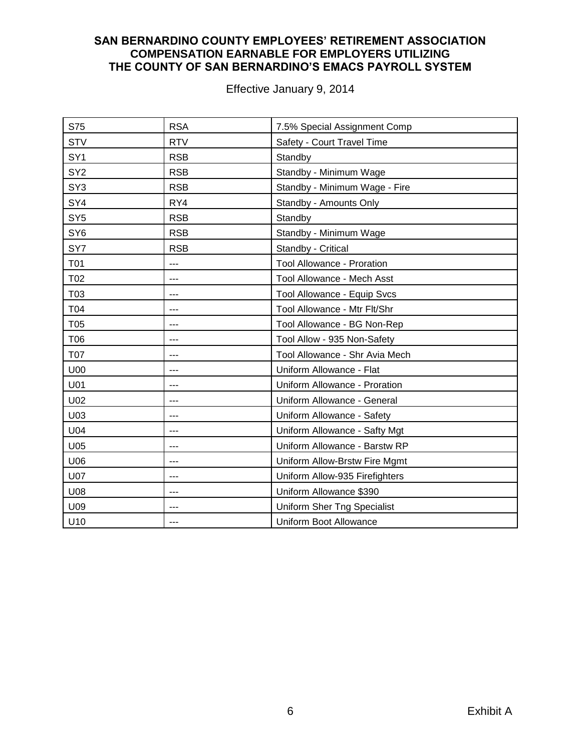**SAN BERNARDINO COUNTY EMPLOYEES' RETIREMENT ASSOCIATION**
**COMPENSATION EARNABLE FOR EMPLOYERS UTILIZING**
**THE COUNTY OF SAN BERNARDINO'S EMACS PAYROLL SYSTEM**

Effective January 9, 2014

| | | |
|---|---|---|
| S75 | RSA | 7.5% Special Assignment Comp |
| STV | RTV | Safety - Court Travel Time |
| SY1 | RSB | Standby |
| SY2 | RSB | Standby - Minimum Wage |
| SY3 | RSB | Standby - Minimum Wage - Fire |
| SY4 | RY4 | Standby - Amounts Only |
| SY5 | RSB | Standby |
| SY6 | RSB | Standby - Minimum Wage |
| SY7 | RSB | Standby - Critical |
| T01 | --- | Tool Allowance - Proration |
| T02 | --- | Tool Allowance - Mech Asst |
| T03 | --- | Tool Allowance - Equip Svcs |
| T04 | --- | Tool Allowance - Mtr Flt/Shr |
| T05 | --- | Tool Allowance - BG Non-Rep |
| T06 | --- | Tool Allow - 935 Non-Safety |
| T07 | --- | Tool Allowance - Shr Avia Mech |
| U00 | --- | Uniform Allowance - Flat |
| U01 | --- | Uniform Allowance - Proration |
| U02 | --- | Uniform Allowance - General |
| U03 | --- | Uniform Allowance - Safety |
| U04 | --- | Uniform Allowance - Safty Mgt |
| U05 | --- | Uniform Allowance - Barstw RP |
| U06 | --- | Uniform Allow-Brstw Fire Mgmt |
| U07 | --- | Uniform Allow-935 Firefighters |
| U08 | --- | Uniform Allowance $390 |
| U09 | --- | Uniform Sher Tng Specialist |
| U10 | --- | Uniform Boot Allowance |

Exhibit A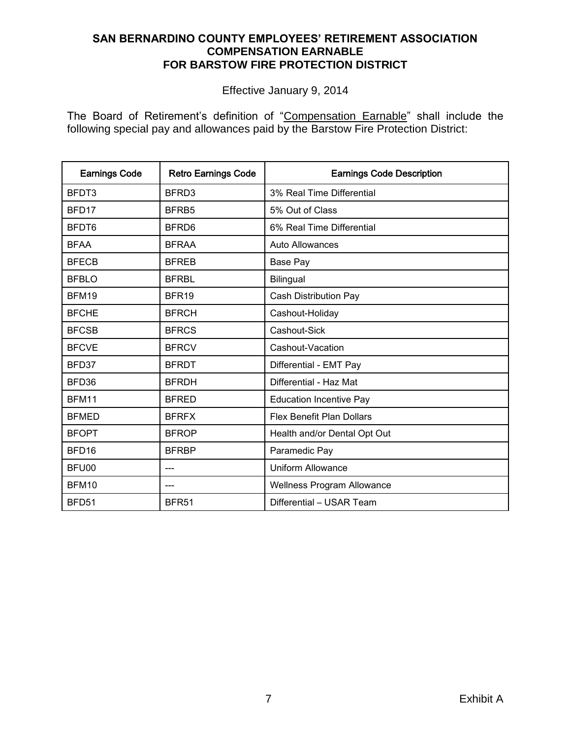# SAN BERNARDINO COUNTY EMPLOYEES' RETIREMENT ASSOCIATION
# COMPENSATION EARNABLE
# FOR BARSTOW FIRE PROTECTION DISTRICT

Effective January 9, 2014

The Board of Retirement's definition of "Compensation Earnable" shall include the following special pay and allowances paid by the Barstow Fire Protection District:

| Earnings Code | Retro Earnings Code | Earnings Code Description |
|---|---|---|
| BFDT3 | BFRD3 | 3% Real Time Differential |
| BFD17 | BFRB5 | 5% Out of Class |
| BFDT6 | BFRD6 | 6% Real Time Differential |
| BFAA | BFRAA | Auto Allowances |
| BFECB | BFREB | Base Pay |
| BFBLO | BFRBL | Bilingual |
| BFM19 | BFR19 | Cash Distribution Pay |
| BFCHE | BFRCH | Cashout-Holiday |
| BFCSB | BFRCS | Cashout-Sick |
| BFCVE | BFRCV | Cashout-Vacation |
| BFD37 | BFRDT | Differential - EMT Pay |
| BFD36 | BFRDH | Differential - Haz Mat |
| BFM11 | BFRED | Education Incentive Pay |
| BFMED | BFRFX | Flex Benefit Plan Dollars |
| BFOPT | BFROP | Health and/or Dental Opt Out |
| BFD16 | BFRBP | Paramedic Pay |
| BFU00 | --- | Uniform Allowance |
| BFM10 | --- | Wellness Program Allowance |
| BFD51 | BFR51 | Differential – USAR Team |

Exhibit A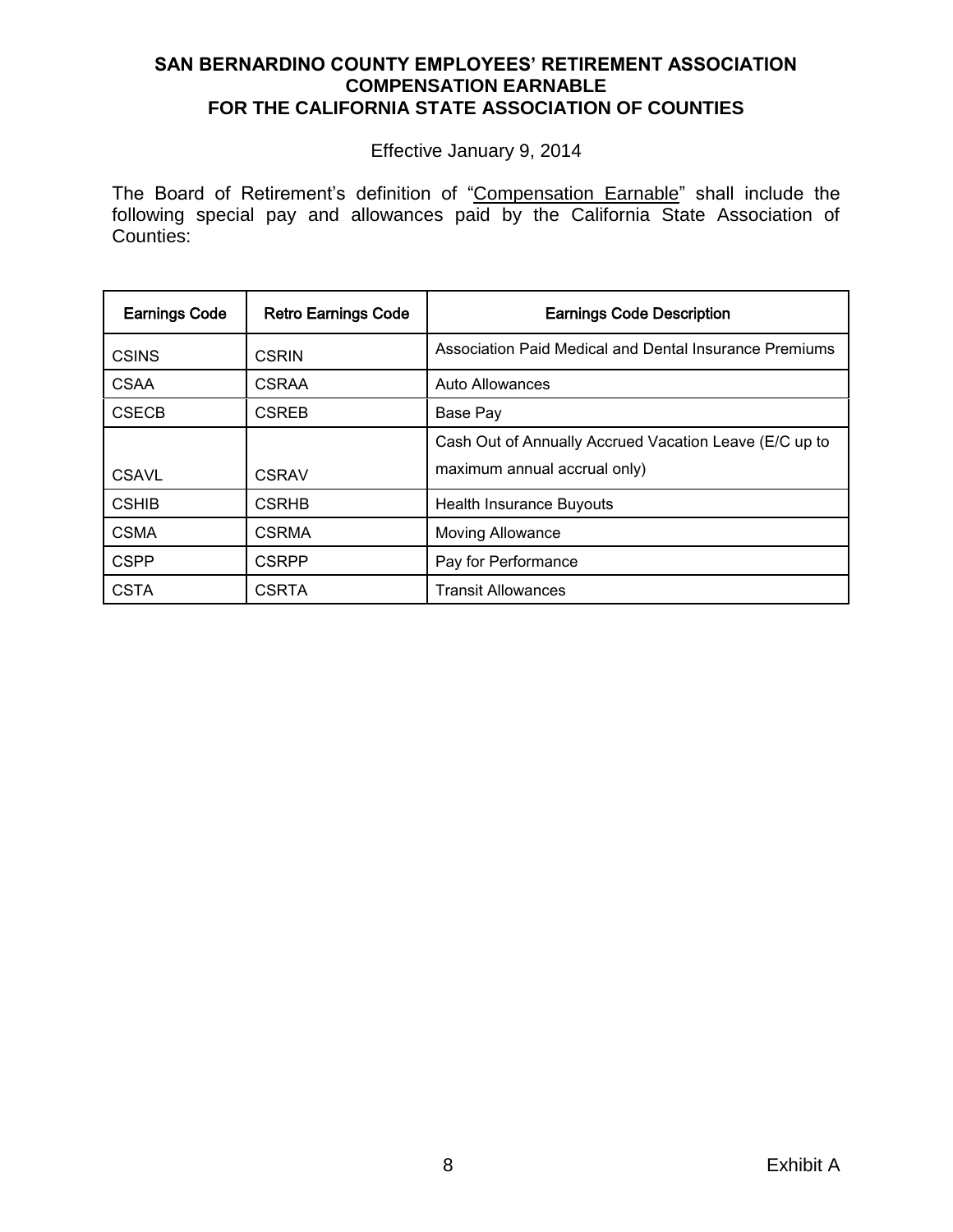# SAN BERNARDINO COUNTY EMPLOYEES' RETIREMENT ASSOCIATION
## COMPENSATION EARNABLE
## FOR THE CALIFORNIA STATE ASSOCIATION OF COUNTIES

Effective January 9, 2014

The Board of Retirement's definition of "Compensation Earnable" shall include the following special pay and allowances paid by the California State Association of Counties:

| Earnings Code | Retro Earnings Code | Earnings Code Description |
|---|---|---|
| CSINS | CSRIN | Association Paid Medical and Dental Insurance Premiums |
| CSAA | CSRAA | Auto Allowances |
| CSECB | CSREB | Base Pay |
| CSAVL | CSRAV | Cash Out of Annually Accrued Vacation Leave (E/C up to maximum annual accrual only) |
| CSHIB | CSRHB | Health Insurance Buyouts |
| CSMA | CSRMA | Moving Allowance |
| CSPP | CSRPP | Pay for Performance |
| CSTA | CSRTA | Transit Allowances |

Exhibit A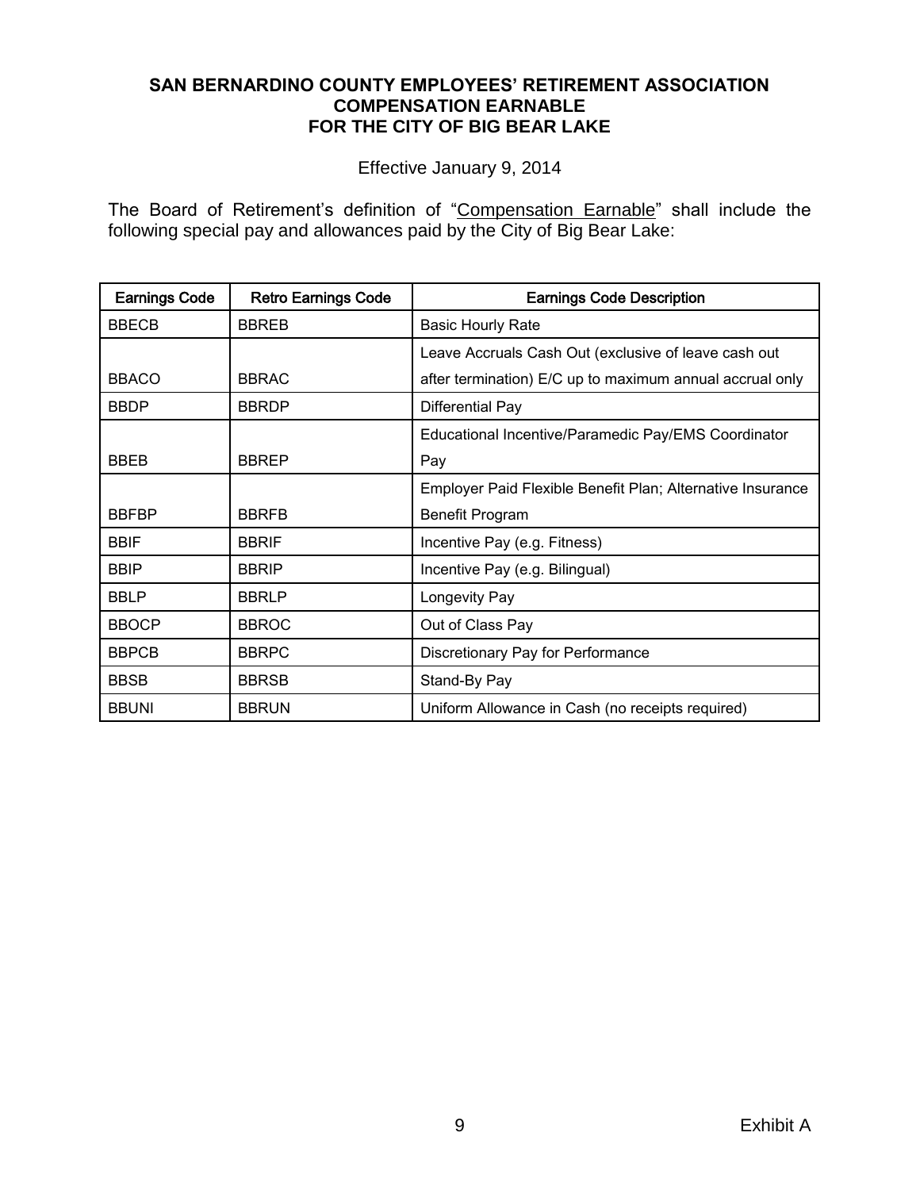**SAN BERNARDINO COUNTY EMPLOYEES' RETIREMENT ASSOCIATION**
**COMPENSATION EARNABLE**
**FOR THE CITY OF BIG BEAR LAKE**

Effective January 9, 2014

The Board of Retirement's definition of "Compensation Earnable" shall include the following special pay and allowances paid by the City of Big Bear Lake:

| Earnings Code | Retro Earnings Code | Earnings Code Description |
|---|---|---|
| BBECB | BBREB | Basic Hourly Rate |
| BBACO | BBRAC | Leave Accruals Cash Out (exclusive of leave cash out after termination) E/C up to maximum annual accrual only |
| BBDP | BBRDP | Differential Pay |
| BBEB | BBREP | Educational Incentive/Paramedic Pay/EMS Coordinator Pay |
| BBFBP | BBRFB | Employer Paid Flexible Benefit Plan; Alternative Insurance Benefit Program |
| BBIF | BBRIF | Incentive Pay (e.g. Fitness) |
| BBIP | BBRIP | Incentive Pay (e.g. Bilingual) |
| BBLP | BBRLP | Longevity Pay |
| BBOCP | BBROC | Out of Class Pay |
| BBPCB | BBRPC | Discretionary Pay for Performance |
| BBSB | BBRSB | Stand-By Pay |
| BBUNI | BBRUN | Uniform Allowance in Cash (no receipts required) |

Exhibit A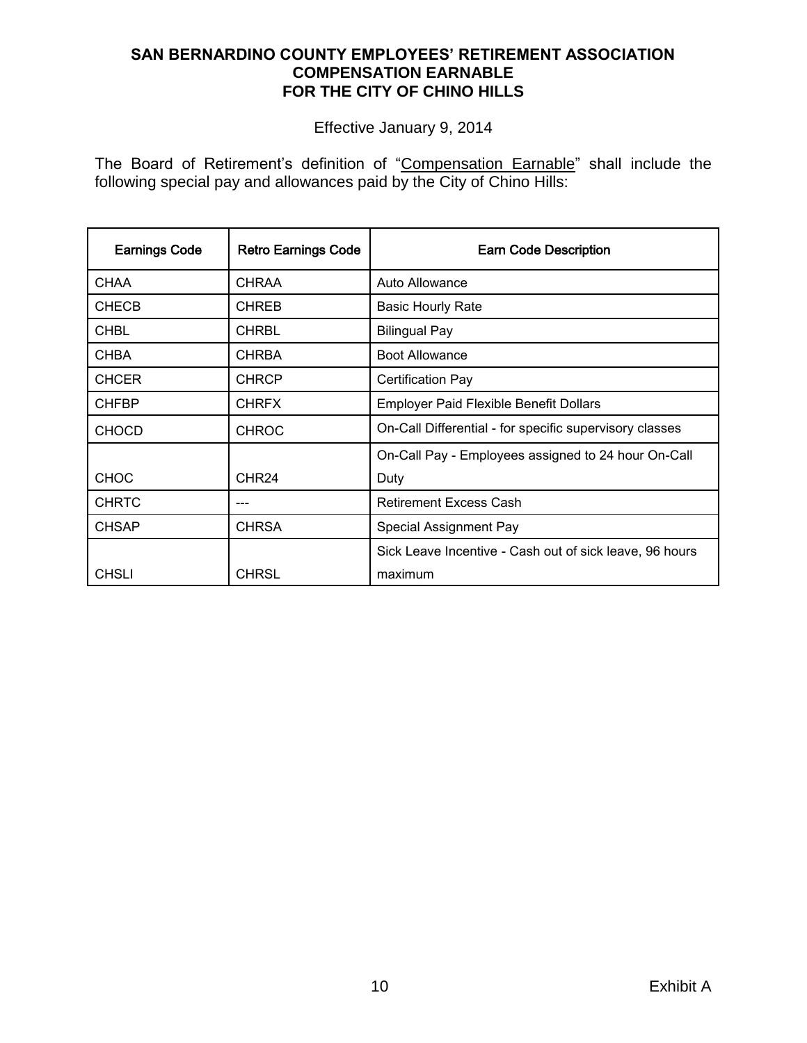# SAN BERNARDINO COUNTY EMPLOYEES' RETIREMENT ASSOCIATION
## COMPENSATION EARNABLE
## FOR THE CITY OF CHINO HILLS

Effective January 9, 2014

The Board of Retirement's definition of "Compensation Earnable" shall include the following special pay and allowances paid by the City of Chino Hills:

| Earnings Code | Retro Earnings Code | Earn Code Description |
|---|---|---|
| CHAA | CHRAA | Auto Allowance |
| CHECB | CHREB | Basic Hourly Rate |
| CHBL | CHRBL | Bilingual Pay |
| CHBA | CHRBA | Boot Allowance |
| CHCER | CHRCP | Certification Pay |
| CHFBP | CHRFX | Employer Paid Flexible Benefit Dollars |
| CHOCD | CHROC | On-Call Differential - for specific supervisory classes |
| CHOC | CHR24 | On-Call Pay - Employees assigned to 24 hour On-Call Duty |
| CHRTC | --- | Retirement Excess Cash |
| CHSAP | CHRSA | Special Assignment Pay |
| CHSLI | CHRSL | Sick Leave Incentive - Cash out of sick leave, 96 hours maximum |

Exhibit A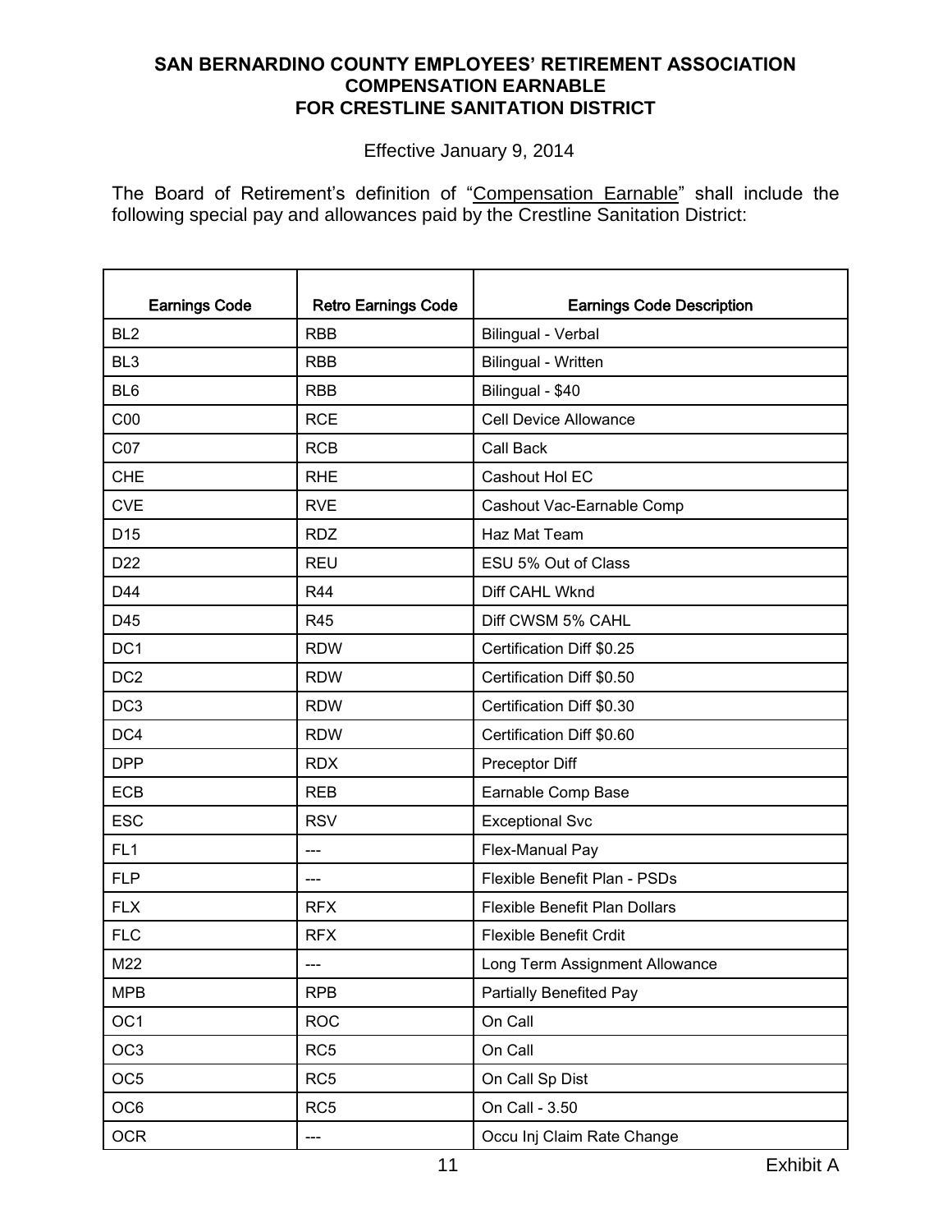**SAN BERNARDINO COUNTY EMPLOYEES' RETIREMENT ASSOCIATION**
**COMPENSATION EARNABLE**
**FOR CRESTLINE SANITATION DISTRICT**

Effective January 9, 2014

The Board of Retirement's definition of "Compensation Earnable" shall include the following special pay and allowances paid by the Crestline Sanitation District:

| Earnings Code | Retro Earnings Code | Earnings Code Description |
|---|---|---|
| BL2 | RBB | Bilingual - Verbal |
| BL3 | RBB | Bilingual - Written |
| BL6 | RBB | Bilingual - $40 |
| C00 | RCE | Cell Device Allowance |
| C07 | RCB | Call Back |
| CHE | RHE | Cashout Hol EC |
| CVE | RVE | Cashout Vac-Earnable Comp |
| D15 | RDZ | Haz Mat Team |
| D22 | REU | ESU 5% Out of Class |
| D44 | R44 | Diff CAHL Wknd |
| D45 | R45 | Diff CWSM 5% CAHL |
| DC1 | RDW | Certification Diff $0.25 |
| DC2 | RDW | Certification Diff $0.50 |
| DC3 | RDW | Certification Diff $0.30 |
| DC4 | RDW | Certification Diff $0.60 |
| DPP | RDX | Preceptor Diff |
| ECB | REB | Earnable Comp Base |
| ESC | RSV | Exceptional Svc |
| FL1 | --- | Flex-Manual Pay |
| FLP | --- | Flexible Benefit Plan - PSDs |
| FLX | RFX | Flexible Benefit Plan Dollars |
| FLC | RFX | Flexible Benefit Crdit |
| M22 | --- | Long Term Assignment Allowance |
| MPB | RPB | Partially Benefited Pay |
| OC1 | ROC | On Call |
| OC3 | RC5 | On Call |
| OC5 | RC5 | On Call Sp Dist |
| OC6 | RC5 | On Call - 3.50 |
| OCR | --- | Occu Inj Claim Rate Change |

Exhibit A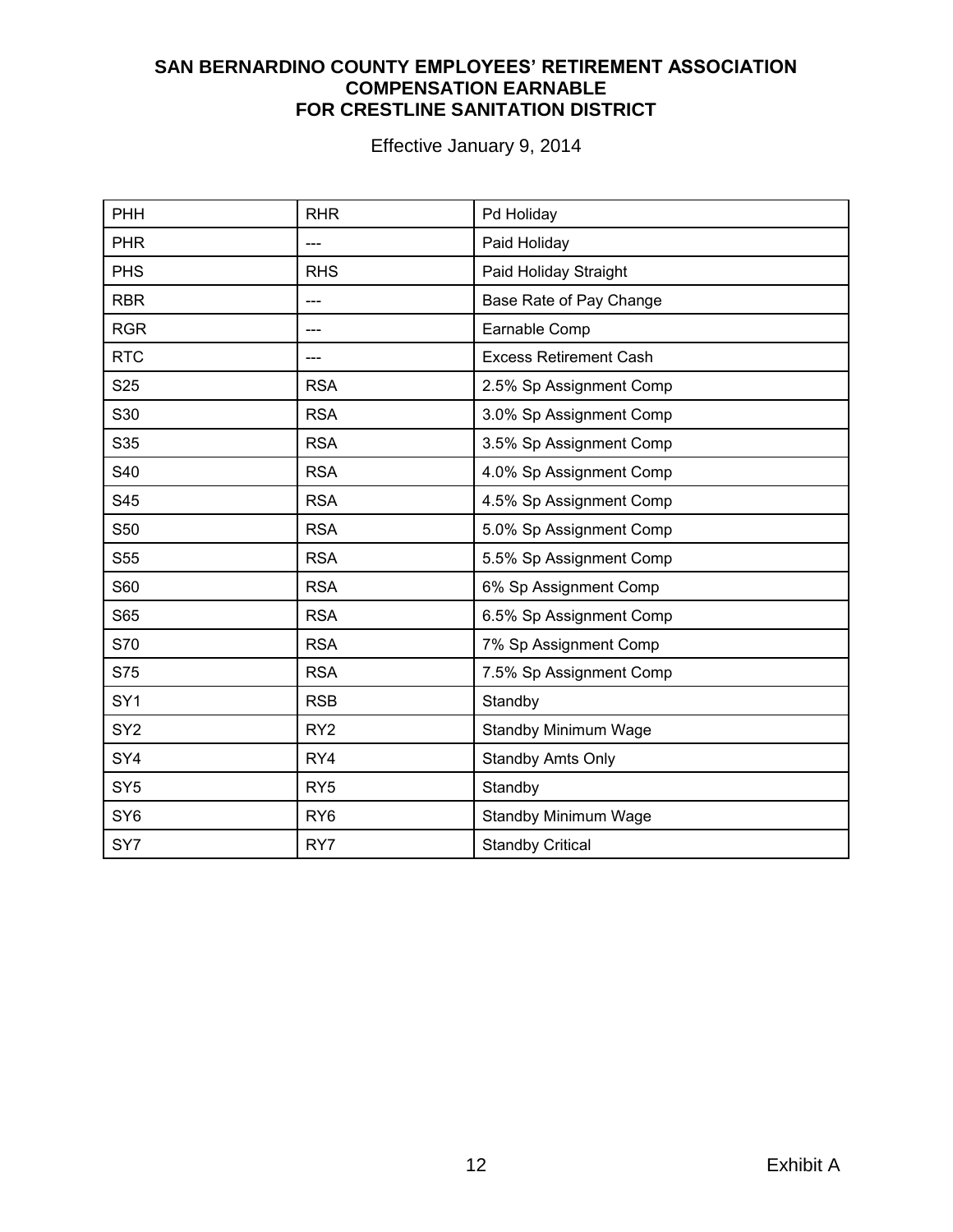**SAN BERNARDINO COUNTY EMPLOYEES' RETIREMENT ASSOCIATION**
**COMPENSATION EARNABLE**
**FOR CRESTLINE SANITATION DISTRICT**

Effective January 9, 2014

| | | |
|---|---|---|
| PHH | RHR | Pd Holiday |
| PHR | --- | Paid Holiday |
| PHS | RHS | Paid Holiday Straight |
| RBR | --- | Base Rate of Pay Change |
| RGR | --- | Earnable Comp |
| RTC | --- | Excess Retirement Cash |
| S25 | RSA | 2.5% Sp Assignment Comp |
| S30 | RSA | 3.0% Sp Assignment Comp |
| S35 | RSA | 3.5% Sp Assignment Comp |
| S40 | RSA | 4.0% Sp Assignment Comp |
| S45 | RSA | 4.5% Sp Assignment Comp |
| S50 | RSA | 5.0% Sp Assignment Comp |
| S55 | RSA | 5.5% Sp Assignment Comp |
| S60 | RSA | 6% Sp Assignment Comp |
| S65 | RSA | 6.5% Sp Assignment Comp |
| S70 | RSA | 7% Sp Assignment Comp |
| S75 | RSA | 7.5% Sp Assignment Comp |
| SY1 | RSB | Standby |
| SY2 | RY2 | Standby Minimum Wage |
| SY4 | RY4 | Standby Amts Only |
| SY5 | RY5 | Standby |
| SY6 | RY6 | Standby Minimum Wage |
| SY7 | RY7 | Standby Critical |

Exhibit A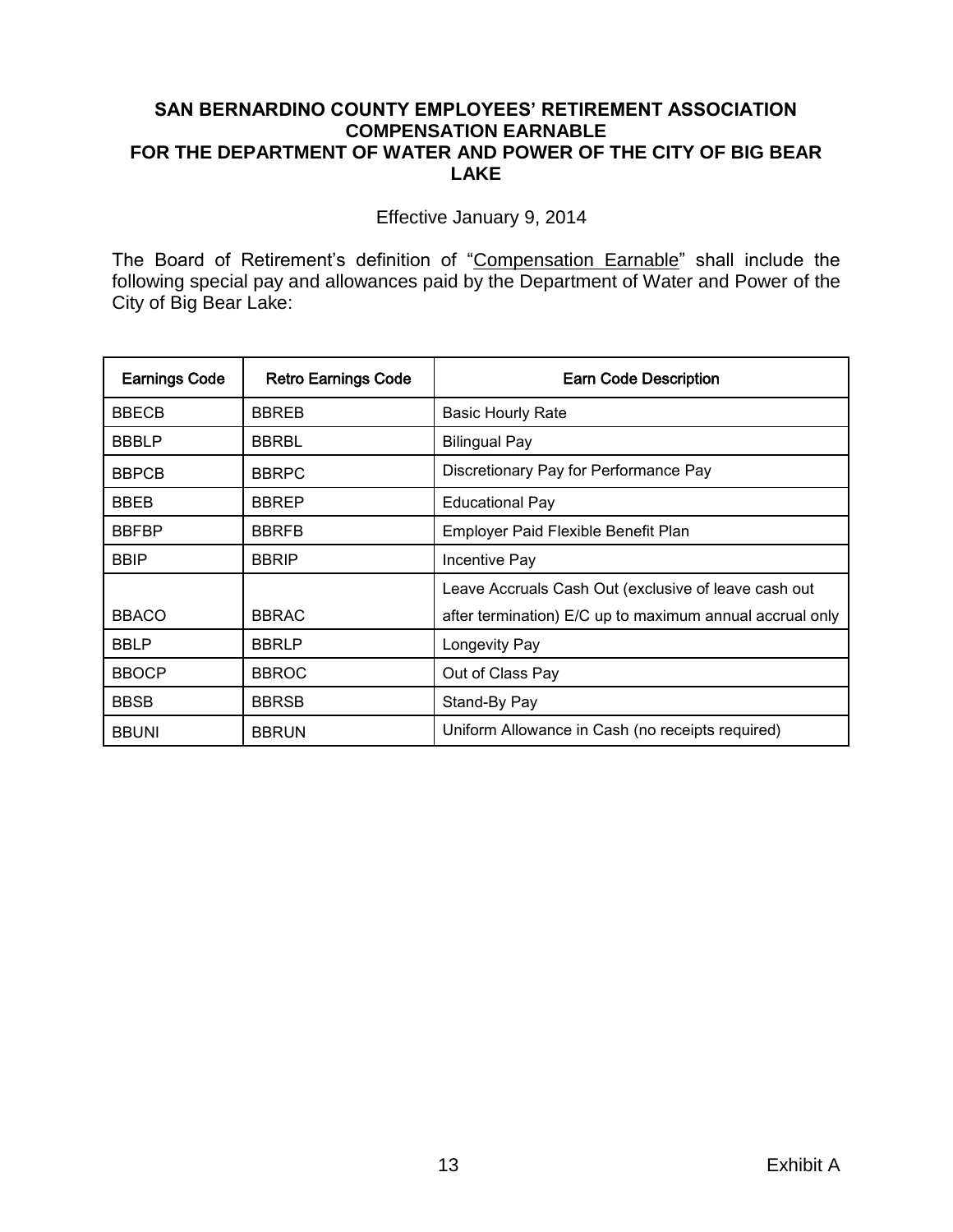**SAN BERNARDINO COUNTY EMPLOYEES' RETIREMENT ASSOCIATION**
**COMPENSATION EARNABLE**
**FOR THE DEPARTMENT OF WATER AND POWER OF THE CITY OF BIG BEAR LAKE**

Effective January 9, 2014

The Board of Retirement's definition of "Compensation Earnable" shall include the following special pay and allowances paid by the Department of Water and Power of the City of Big Bear Lake:

| Earnings Code | Retro Earnings Code | Earn Code Description |
|---|---|---|
| BBECB | BBREB | Basic Hourly Rate |
| BBBLP | BBRBL | Bilingual Pay |
| BBPCB | BBRPC | Discretionary Pay for Performance Pay |
| BBEB | BBREP | Educational Pay |
| BBFBP | BBRFB | Employer Paid Flexible Benefit Plan |
| BBIP | BBRIP | Incentive Pay |
| BBACO | BBRAC | Leave Accruals Cash Out (exclusive of leave cash out after termination) E/C up to maximum annual accrual only |
| BBLP | BBRLP | Longevity Pay |
| BBOCP | BBROC | Out of Class Pay |
| BBSB | BBRSB | Stand-By Pay |
| BBUNI | BBRUN | Uniform Allowance in Cash (no receipts required) |

Exhibit A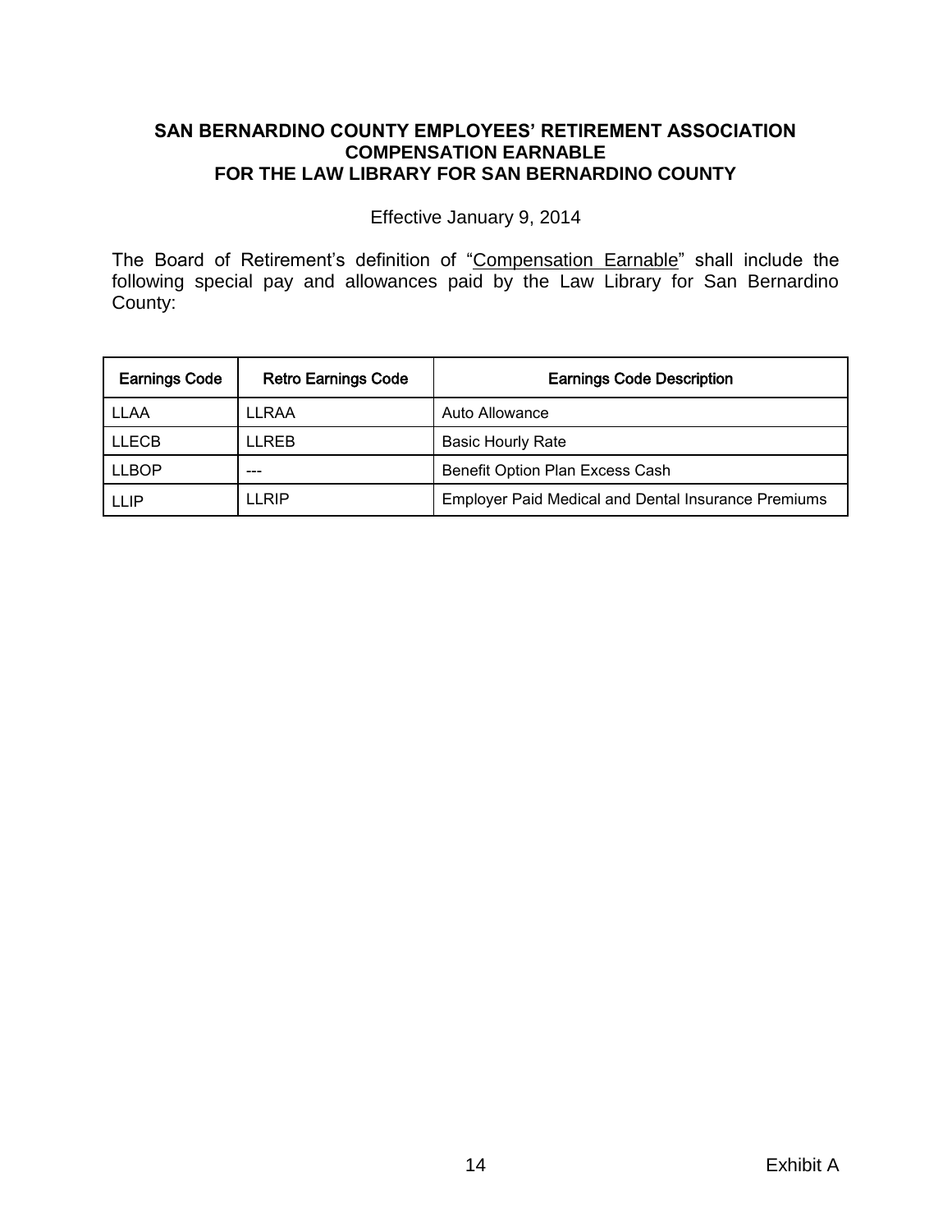**SAN BERNARDINO COUNTY EMPLOYEES' RETIREMENT ASSOCIATION**
**COMPENSATION EARNABLE**
**FOR THE LAW LIBRARY FOR SAN BERNARDINO COUNTY**

Effective January 9, 2014

The Board of Retirement's definition of "Compensation Earnable" shall include the following special pay and allowances paid by the Law Library for San Bernardino County:

| Earnings Code | Retro Earnings Code | Earnings Code Description |
|---|---|---|
| LLAA | LLRAA | Auto Allowance |
| LLECB | LLREB | Basic Hourly Rate |
| LLBOP | --- | Benefit Option Plan Excess Cash |
| LLIP | LLRIP | Employer Paid Medical and Dental Insurance Premiums |

Exhibit A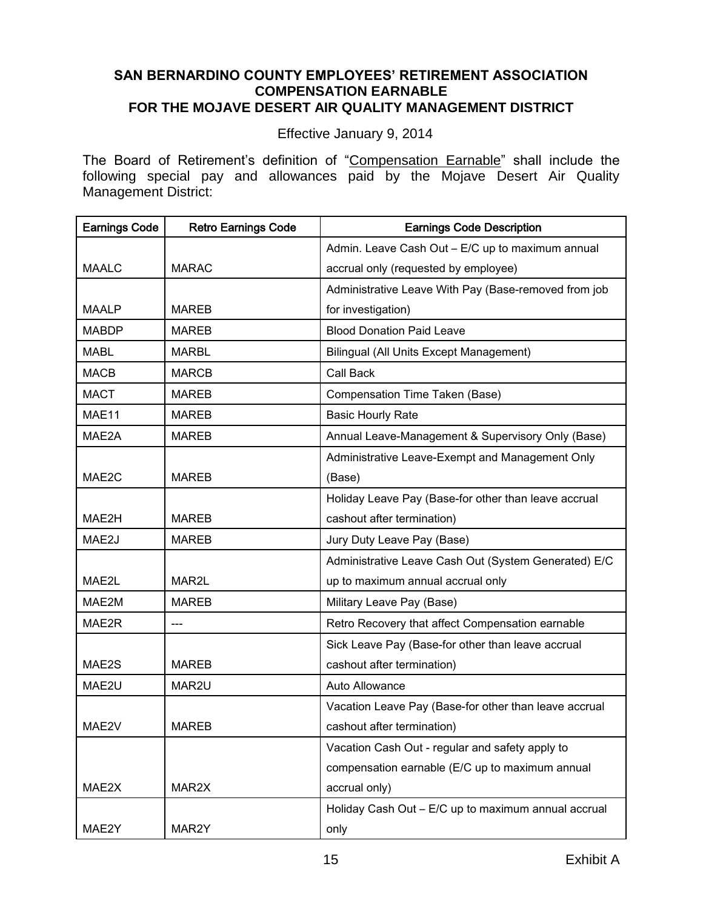**SAN BERNARDINO COUNTY EMPLOYEES' RETIREMENT ASSOCIATION**
**COMPENSATION EARNABLE**
**FOR THE MOJAVE DESERT AIR QUALITY MANAGEMENT DISTRICT**

Effective January 9, 2014

The Board of Retirement's definition of "Compensation Earnable" shall include the following special pay and allowances paid by the Mojave Desert Air Quality Management District:

| Earnings Code | Retro Earnings Code | Earnings Code Description |
|---|---|---|
| MAALC | MARAC | Admin. Leave Cash Out – E/C up to maximum annual accrual only (requested by employee) |
| MAALP | MAREB | Administrative Leave With Pay (Base-removed from job for investigation) |
| MABDP | MAREB | Blood Donation Paid Leave |
| MABL | MARBL | Bilingual (All Units Except Management) |
| MACB | MARCB | Call Back |
| MACT | MAREB | Compensation Time Taken (Base) |
| MAE11 | MAREB | Basic Hourly Rate |
| MAE2A | MAREB | Annual Leave-Management & Supervisory Only (Base) |
| MAE2C | MAREB | Administrative Leave-Exempt and Management Only (Base) |
| MAE2H | MAREB | Holiday Leave Pay (Base-for other than leave accrual cashout after termination) |
| MAE2J | MAREB | Jury Duty Leave Pay (Base) |
| MAE2L | MAR2L | Administrative Leave Cash Out (System Generated) E/C up to maximum annual accrual only |
| MAE2M | MAREB | Military Leave Pay (Base) |
| MAE2R | --- | Retro Recovery that affect Compensation earnable |
| MAE2S | MAREB | Sick Leave Pay (Base-for other than leave accrual cashout after termination) |
| MAE2U | MAR2U | Auto Allowance |
| MAE2V | MAREB | Vacation Leave Pay (Base-for other than leave accrual cashout after termination) |
| MAE2X | MAR2X | Vacation Cash Out - regular and safety apply to compensation earnable (E/C up to maximum annual accrual only) |
| MAE2Y | MAR2Y | Holiday Cash Out – E/C up to maximum annual accrual only |

Exhibit A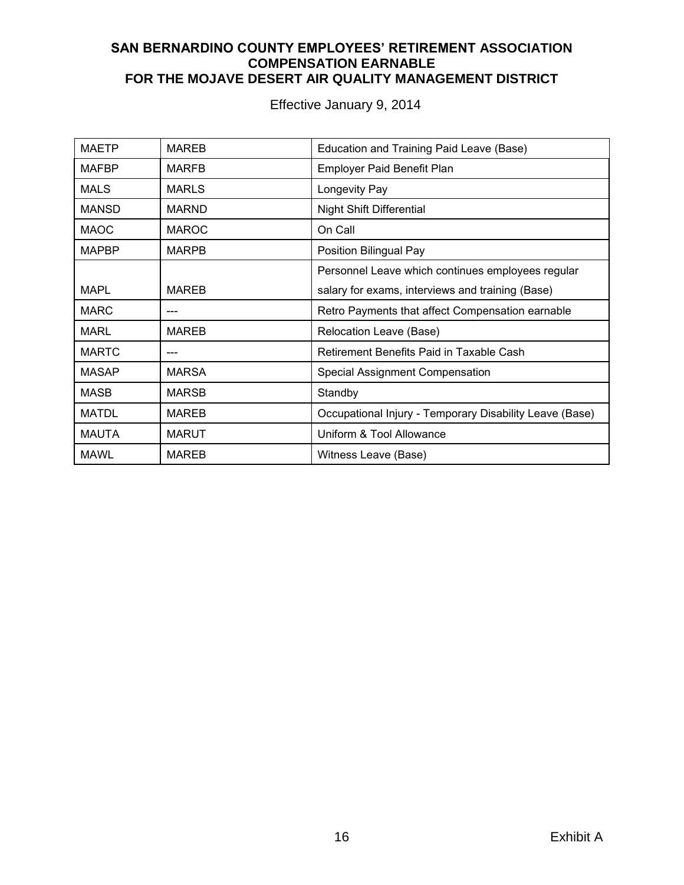# SAN BERNARDINO COUNTY EMPLOYEES' RETIREMENT ASSOCIATION
# COMPENSATION EARNABLE
# FOR THE MOJAVE DESERT AIR QUALITY MANAGEMENT DISTRICT

Effective January 9, 2014

| | | |
|---|---|---|
| MAETP | MAREB | Education and Training Paid Leave (Base) |
| MAFBP | MARFB | Employer Paid Benefit Plan |
| MALS | MARLS | Longevity Pay |
| MANSD | MARND | Night Shift Differential |
| MAOC | MAROC | On Call |
| MAPBP | MARPB | Position Bilingual Pay |
| MAPL | MAREB | Personnel Leave which continues employees regular salary for exams, interviews and training (Base) |
| MARC | --- | Retro Payments that affect Compensation earnable |
| MARL | MAREB | Relocation Leave (Base) |
| MARTC | --- | Retirement Benefits Paid in Taxable Cash |
| MASAP | MARSA | Special Assignment Compensation |
| MASB | MARSB | Standby |
| MATDL | MAREB | Occupational Injury - Temporary Disability Leave (Base) |
| MAUTA | MARUT | Uniform & Tool Allowance |
| MAWL | MAREB | Witness Leave (Base) |

Exhibit A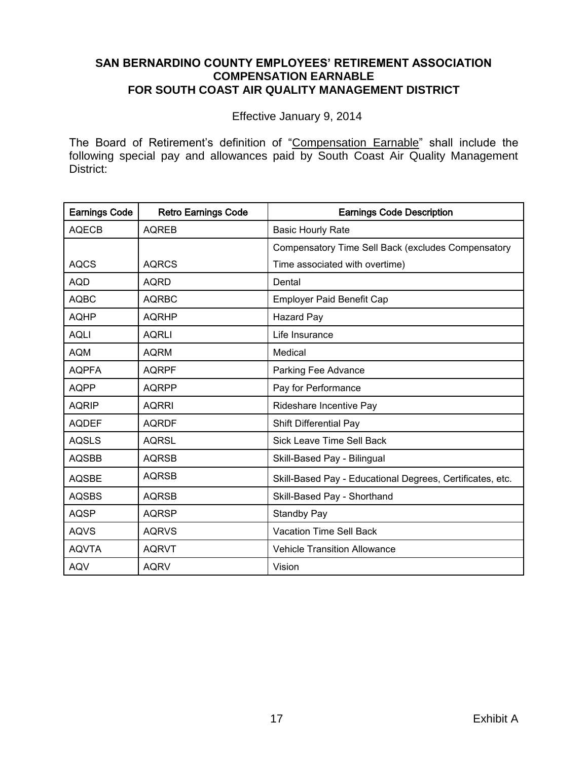**SAN BERNARDINO COUNTY EMPLOYEES' RETIREMENT ASSOCIATION**
**COMPENSATION EARNABLE**
**FOR SOUTH COAST AIR QUALITY MANAGEMENT DISTRICT**

Effective January 9, 2014

The Board of Retirement's definition of "Compensation Earnable" shall include the following special pay and allowances paid by South Coast Air Quality Management District:

| Earnings Code | Retro Earnings Code | Earnings Code Description |
|---|---|---|
| AQECB | AQREB | Basic Hourly Rate |
| AQCS | AQRCS | Compensatory Time Sell Back (excludes Compensatory Time associated with overtime) |
| AQD | AQRD | Dental |
| AQBC | AQRBC | Employer Paid Benefit Cap |
| AQHP | AQRHP | Hazard Pay |
| AQLI | AQRLI | Life Insurance |
| AQM | AQRM | Medical |
| AQPFA | AQRPF | Parking Fee Advance |
| AQPP | AQRPP | Pay for Performance |
| AQRIP | AQRRI | Rideshare Incentive Pay |
| AQDEF | AQRDF | Shift Differential Pay |
| AQSLS | AQRSL | Sick Leave Time Sell Back |
| AQSBB | AQRSB | Skill-Based Pay - Bilingual |
| AQSBE | AQRSB | Skill-Based Pay - Educational Degrees, Certificates, etc. |
| AQSBS | AQRSB | Skill-Based Pay - Shorthand |
| AQSP | AQRSP | Standby Pay |
| AQVS | AQRVS | Vacation Time Sell Back |
| AQVTA | AQRVT | Vehicle Transition Allowance |
| AQV | AQRV | Vision |

Exhibit A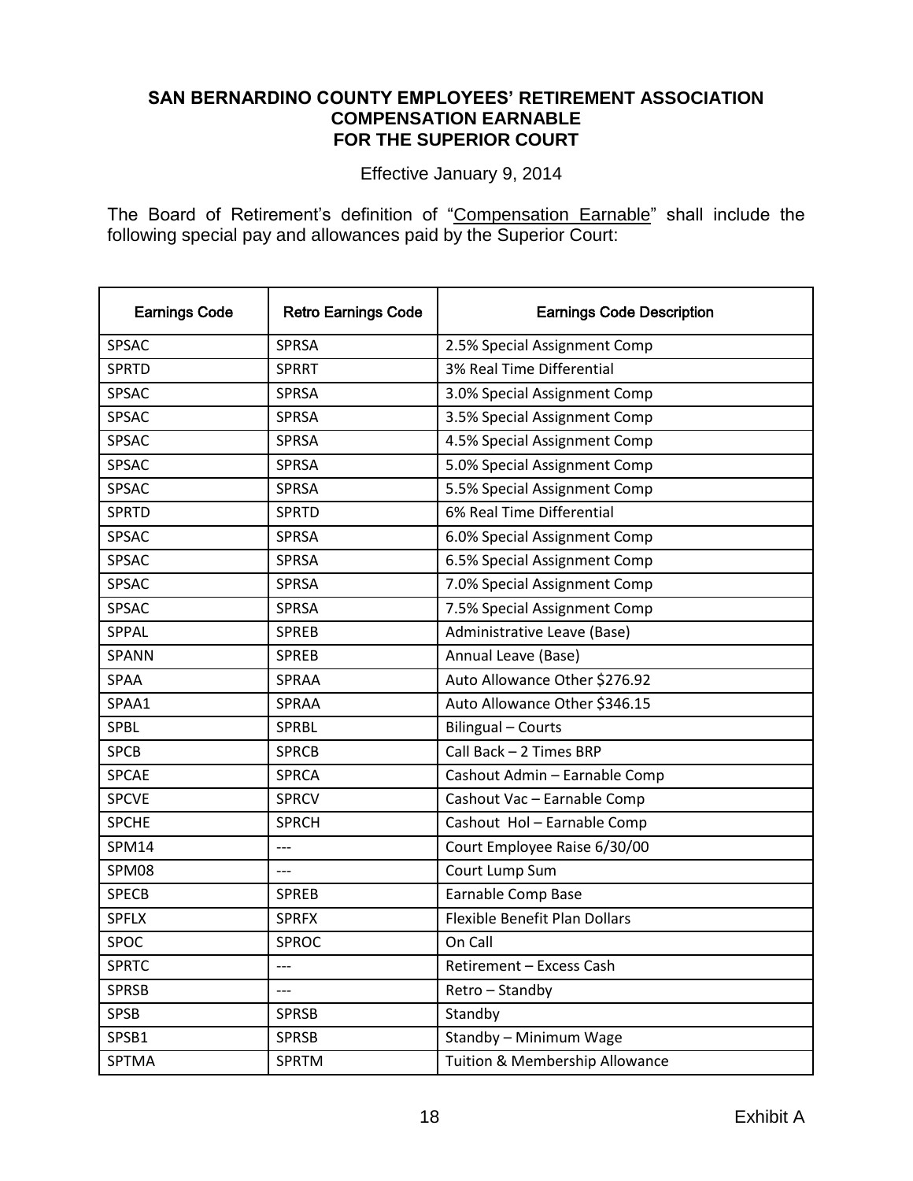# SAN BERNARDINO COUNTY EMPLOYEES' RETIREMENT ASSOCIATION
## COMPENSATION EARNABLE
## FOR THE SUPERIOR COURT

Effective January 9, 2014

The Board of Retirement's definition of "Compensation Earnable" shall include the following special pay and allowances paid by the Superior Court:

| Earnings Code | Retro Earnings Code | Earnings Code Description |
|---|---|---|
| SPSAC | SPRSA | 2.5% Special Assignment Comp |
| SPRTD | SPRRT | 3% Real Time Differential |
| SPSAC | SPRSA | 3.0% Special Assignment Comp |
| SPSAC | SPRSA | 3.5% Special Assignment Comp |
| SPSAC | SPRSA | 4.5% Special Assignment Comp |
| SPSAC | SPRSA | 5.0% Special Assignment Comp |
| SPSAC | SPRSA | 5.5% Special Assignment Comp |
| SPRTD | SPRTD | 6% Real Time Differential |
| SPSAC | SPRSA | 6.0% Special Assignment Comp |
| SPSAC | SPRSA | 6.5% Special Assignment Comp |
| SPSAC | SPRSA | 7.0% Special Assignment Comp |
| SPSAC | SPRSA | 7.5% Special Assignment Comp |
| SPPAL | SPREB | Administrative Leave (Base) |
| SPANN | SPREB | Annual Leave (Base) |
| SPAA | SPRAA | Auto Allowance Other $276.92 |
| SPAA1 | SPRAA | Auto Allowance Other $346.15 |
| SPBL | SPRBL | Bilingual – Courts |
| SPCB | SPRCB | Call Back – 2 Times BRP |
| SPCAE | SPRCA | Cashout Admin – Earnable Comp |
| SPCVE | SPRCV | Cashout Vac – Earnable Comp |
| SPCHE | SPRCH | Cashout Hol – Earnable Comp |
| SPM14 | --- | Court Employee Raise 6/30/00 |
| SPM08 | --- | Court Lump Sum |
| SPECB | SPREB | Earnable Comp Base |
| SPFLX | SPRFX | Flexible Benefit Plan Dollars |
| SPOC | SPROC | On Call |
| SPRTC | --- | Retirement – Excess Cash |
| SPRSB | --- | Retro – Standby |
| SPSB | SPRSB | Standby |
| SPSB1 | SPRSB | Standby – Minimum Wage |
| SPTMA | SPRTM | Tuition & Membership Allowance |

Exhibit A